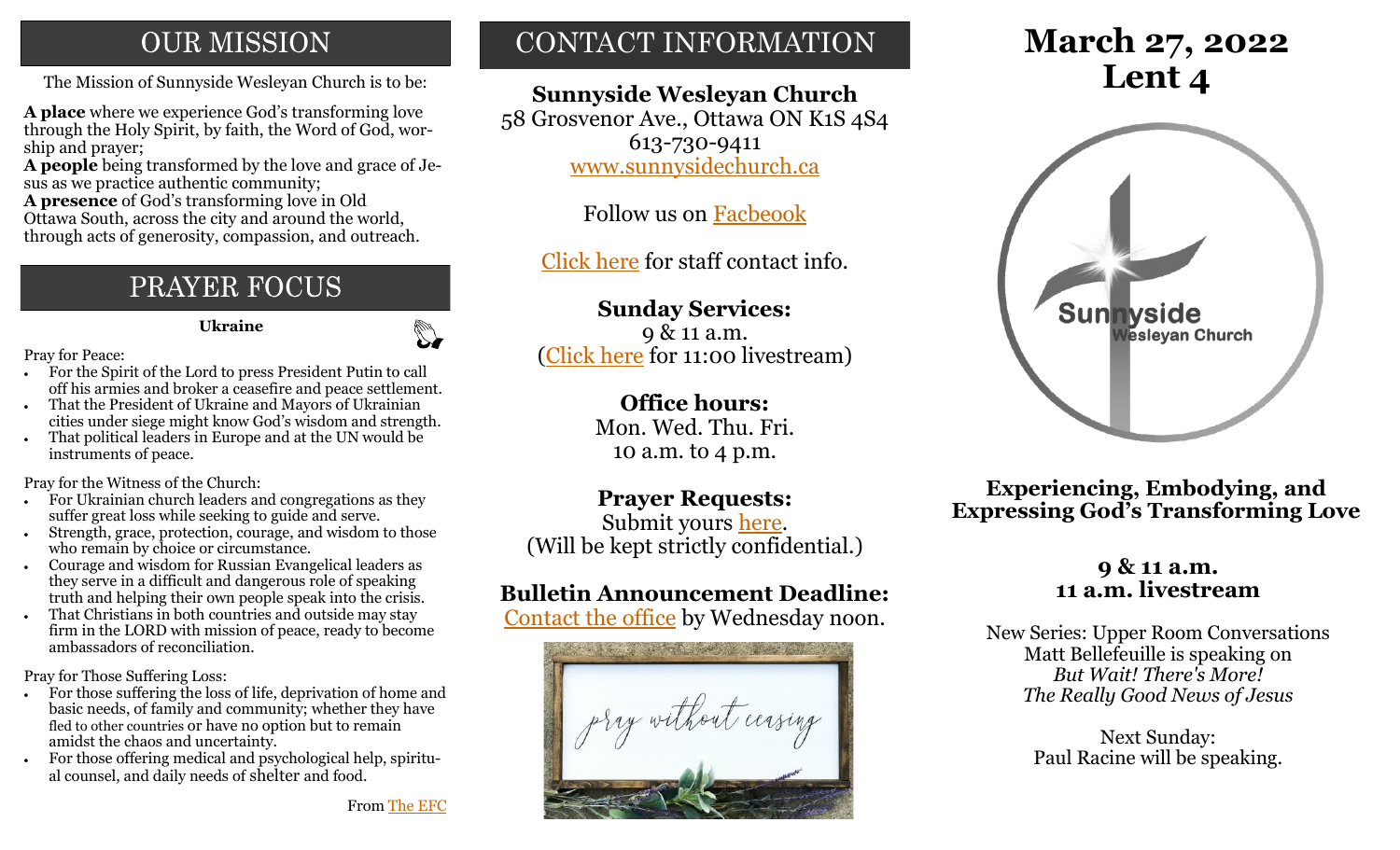## OUR MISSION

The Mission of Sunnyside Wesleyan Church is to be:

**A place** where we experience God's transforming love through the Holy Spirit, by faith, the Word of God, worship and prayer;
**A people** being transformed by the love and grace of Jesus as we practice authentic community;
**A presence** of God's transforming love in Old Ottawa South, across the city and around the world, through acts of generosity, compassion, and outreach.

## PRAYER FOCUS

**Ukraine**

Pray for Peace:

- For the Spirit of the Lord to press President Putin to call off his armies and broker a ceasefire and peace settlement.
- That the President of Ukraine and Mayors of Ukrainian cities under siege might know God's wisdom and strength.
- That political leaders in Europe and at the UN would be instruments of peace.

Pray for the Witness of the Church:

- For Ukrainian church leaders and congregations as they suffer great loss while seeking to guide and serve.
- Strength, grace, protection, courage, and wisdom to those who remain by choice or circumstance.
- Courage and wisdom for Russian Evangelical leaders as they serve in a difficult and dangerous role of speaking truth and helping their own people speak into the crisis.
- That Christians in both countries and outside may stay firm in the LORD with mission of peace, ready to become ambassadors of reconciliation.

Pray for Those Suffering Loss:

- For those suffering the loss of life, deprivation of home and basic needs, of family and community; whether they have fled to other countries or have no option but to remain amidst the chaos and uncertainty.
- For those offering medical and psychological help, spiritual counsel, and daily needs of shelter and food.

From The EFC

## CONTACT INFORMATION

**Sunnyside Wesleyan Church**
58 Grosvenor Ave., Ottawa ON K1S 4S4
613-730-9411
www.sunnysidechurch.ca

Follow us on Facbeook

Click here for staff contact info.

**Sunday Services:**
9 & 11 a.m.
(Click here for 11:00 livestream)

**Office hours:**
Mon. Wed. Thu. Fri.
10 a.m. to 4 p.m.

**Prayer Requests:**
Submit yours here.
(Will be kept strictly confidential.)

**Bulletin Announcement Deadline:**
Contact the office by Wednesday noon.

# March 27, 2022
# Lent 4

**Experiencing, Embodying, and Expressing God's Transforming Love**

**9 & 11 a.m.**
**11 a.m. livestream**

New Series: Upper Room Conversations
Matt Bellefeuille is speaking on
*But Wait! There's More!*
*The Really Good News of Jesus*

Next Sunday:
Paul Racine will be speaking.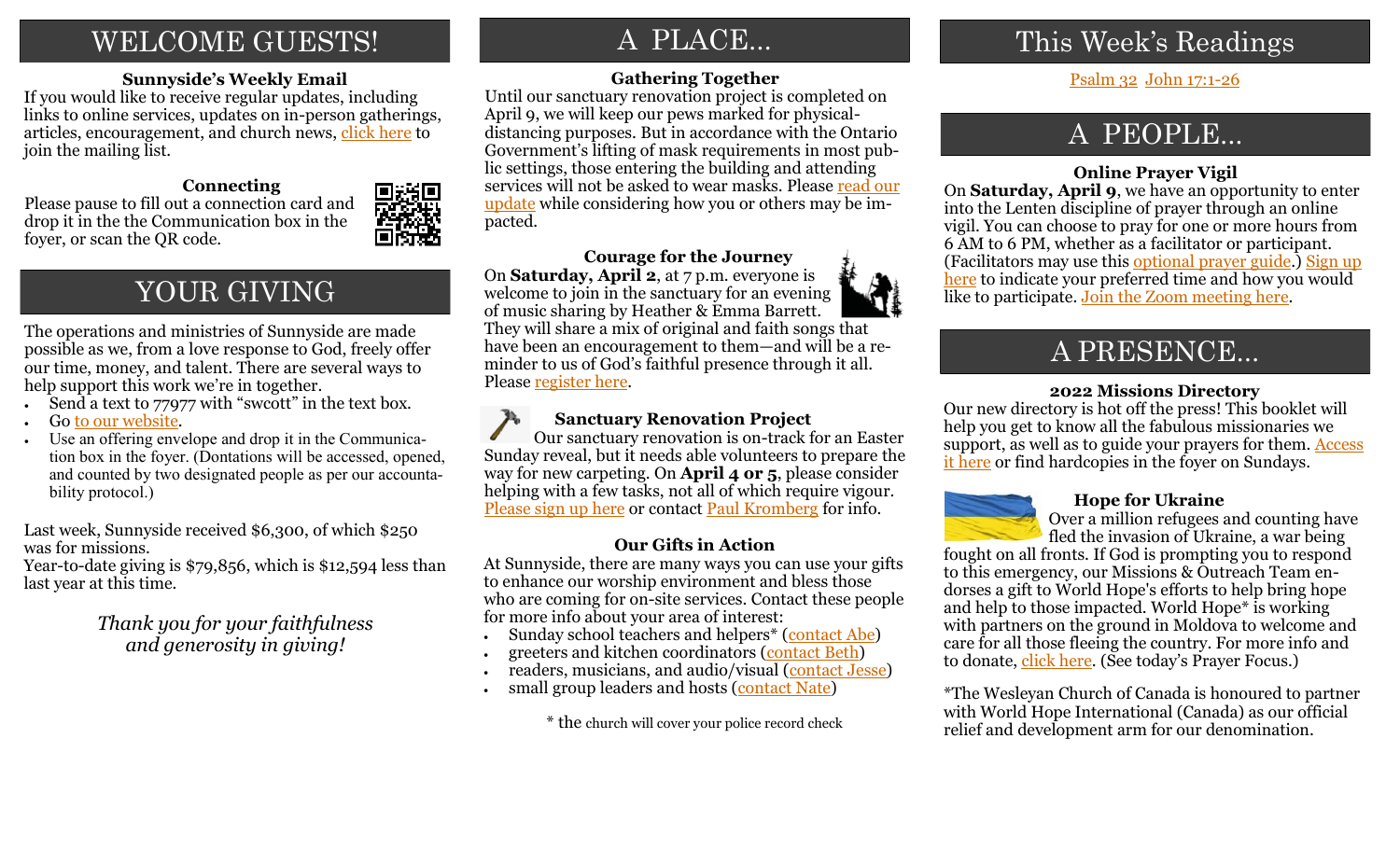# WELCOME GUESTS!

### Sunnyside's Weekly Email

If you would like to receive regular updates, including links to online services, updates on in-person gatherings, articles, encouragement, and church news, click here to join the mailing list.

### Connecting

Please pause to fill out a connection card and drop it in the the Communication box in the foyer, or scan the QR code.

# YOUR GIVING

The operations and ministries of Sunnyside are made possible as we, from a love response to God, freely offer our time, money, and talent. There are several ways to help support this work we're in together.

- Send a text to 77977 with "swcott" in the text box.
- Go to our website.
- Use an offering envelope and drop it in the Communication box in the foyer. (Dontations will be accessed, opened, and counted by two designated people as per our accountability protocol.)

Last week, Sunnyside received $6,300, of which $250 was for missions.
Year-to-date giving is $79,856, which is $12,594 less than last year at this time.

*Thank you for your faithfulness and generosity in giving!*

# A PLACE...

### Gathering Together

Until our sanctuary renovation project is completed on April 9, we will keep our pews marked for physical-distancing purposes. But in accordance with the Ontario Government's lifting of mask requirements in most public settings, those entering the building and attending services will not be asked to wear masks. Please read our update while considering how you or others may be impacted.

### Courage for the Journey

On **Saturday, April 2**, at 7 p.m. everyone is welcome to join in the sanctuary for an evening of music sharing by Heather & Emma Barrett. They will share a mix of original and faith songs that have been an encouragement to them—and will be a reminder to us of God's faithful presence through it all. Please register here.

### Sanctuary Renovation Project

Our sanctuary renovation is on-track for an Easter Sunday reveal, but it needs able volunteers to prepare the way for new carpeting. On **April 4 or 5**, please consider helping with a few tasks, not all of which require vigour. Please sign up here or contact Paul Kromberg for info.

### Our Gifts in Action

At Sunnyside, there are many ways you can use your gifts to enhance our worship environment and bless those who are coming for on-site services. Contact these people for more info about your area of interest:

- Sunday school teachers and helpers* (contact Abe)
- greeters and kitchen coordinators (contact Beth)
- readers, musicians, and audio/visual (contact Jesse)
- small group leaders and hosts (contact Nate)

\* the church will cover your police record check

# This Week's Readings

Psalm 32 John 17:1-26

# A PEOPLE...

### Online Prayer Vigil

On **Saturday, April 9**, we have an opportunity to enter into the Lenten discipline of prayer through an online vigil. You can choose to pray for one or more hours from 6 AM to 6 PM, whether as a facilitator or participant. (Facilitators may use this optional prayer guide.) Sign up here to indicate your preferred time and how you would like to participate. Join the Zoom meeting here.

# A PRESENCE...

### 2022 Missions Directory

Our new directory is hot off the press! This booklet will help you get to know all the fabulous missionaries we support, as well as to guide your prayers for them. Access it here or find hardcopies in the foyer on Sundays.

### Hope for Ukraine

Over a million refugees and counting have fled the invasion of Ukraine, a war being fought on all fronts. If God is prompting you to respond to this emergency, our Missions & Outreach Team endorses a gift to World Hope's efforts to help bring hope and help to those impacted. World Hope* is working with partners on the ground in Moldova to welcome and care for all those fleeing the country. For more info and to donate, click here. (See today's Prayer Focus.)

*The Wesleyan Church of Canada is honoured to partner with World Hope International (Canada) as our official relief and development arm for our denomination.